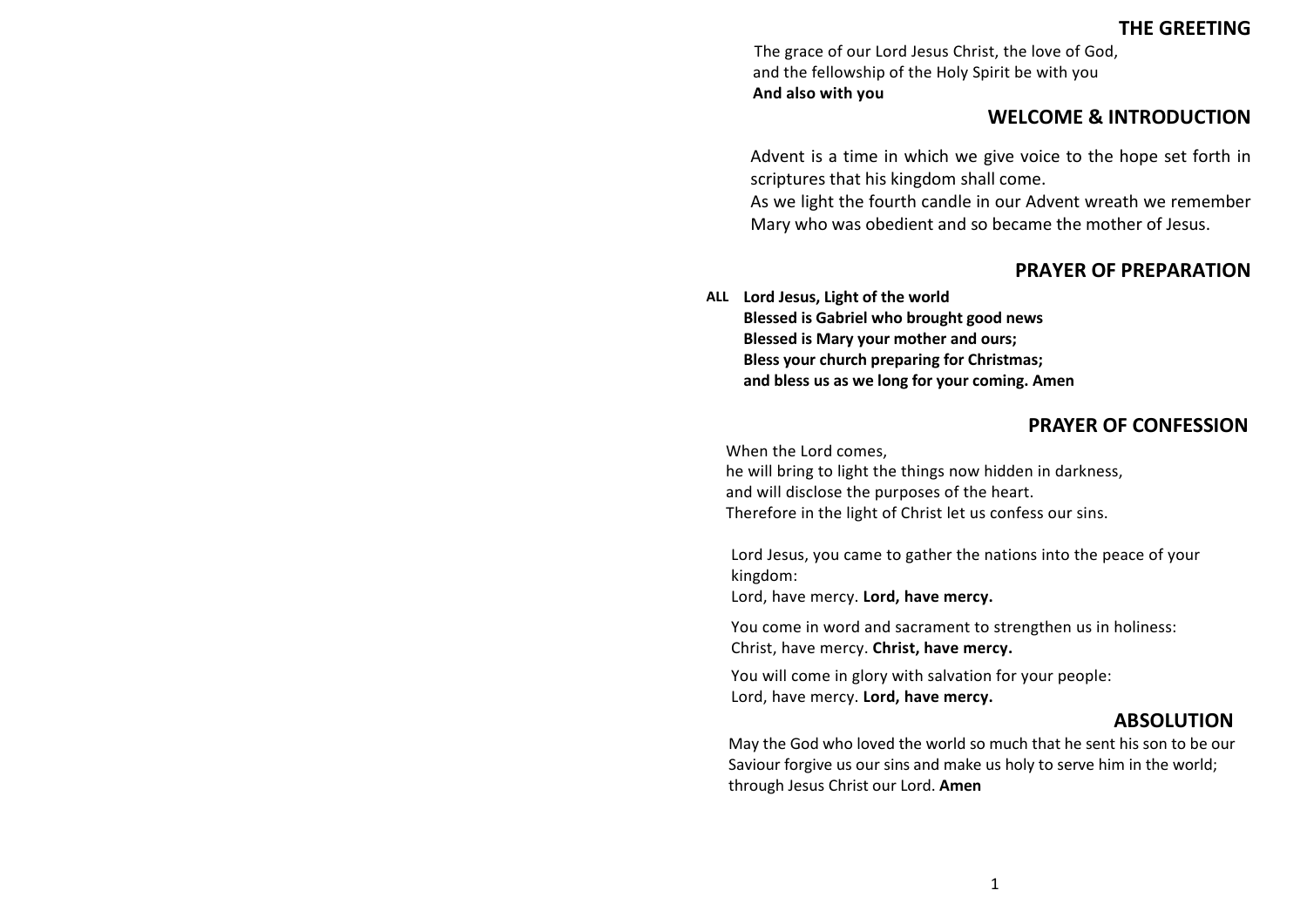## THE GREETING

The grace of our Lord Jesus Christ, the love of God,
and the fellowship of the Holy Spirit be with you
**And also with you**

## WELCOME & INTRODUCTION

Advent is a time in which we give voice to the hope set forth in scriptures that his kingdom shall come.
As we light the fourth candle in our Advent wreath we remember Mary who was obedient and so became the mother of Jesus.

## PRAYER OF PREPARATION

**ALL Lord Jesus, Light of the world**
**Blessed is Gabriel who brought good news**
**Blessed is Mary your mother and ours;**
**Bless your church preparing for Christmas;**
**and bless us as we long for your coming. Amen**

## PRAYER OF CONFESSION

When the Lord comes,
he will bring to light the things now hidden in darkness,
and will disclose the purposes of the heart.
Therefore in the light of Christ let us confess our sins.

Lord Jesus, you came to gather the nations into the peace of your kingdom:
Lord, have mercy. **Lord, have mercy.**

You come in word and sacrament to strengthen us in holiness:
Christ, have mercy. **Christ, have mercy.**

You will come in glory with salvation for your people:
Lord, have mercy. **Lord, have mercy.**

## ABSOLUTION

May the God who loved the world so much that he sent his son to be our Saviour forgive us our sins and make us holy to serve him in the world; through Jesus Christ our Lord. **Amen**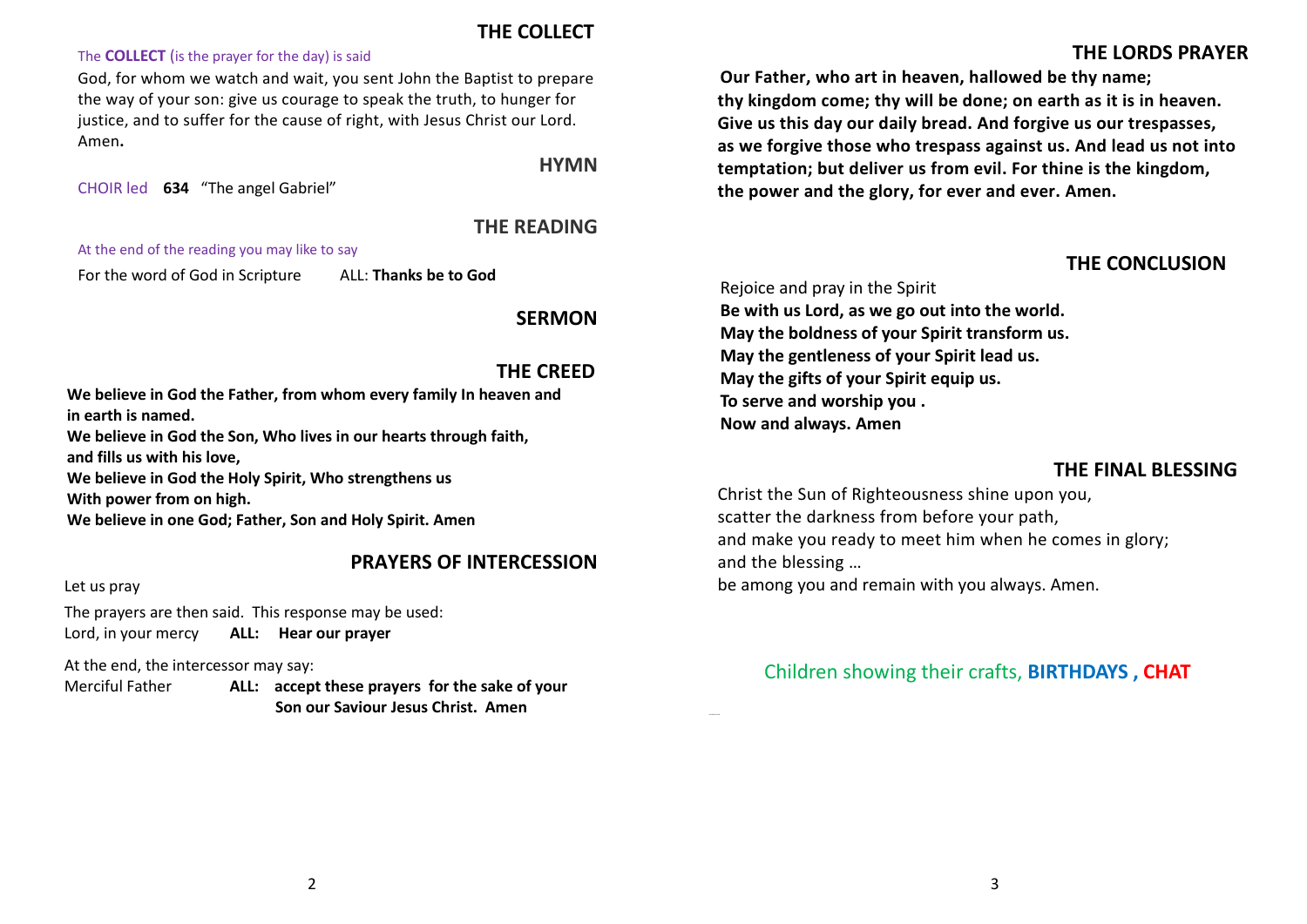## THE COLLECT

The **COLLECT** (is the prayer for the day) is said

God, for whom we watch and wait, you sent John the Baptist to prepare the way of your son: give us courage to speak the truth, to hunger for justice, and to suffer for the cause of right, with Jesus Christ our Lord. Amen**.**

## HYMN

CHOIR led **634** "The angel Gabriel"

## THE READING

At the end of the reading you may like to say

For the word of God in Scripture ALL: **Thanks be to God**

## SERMON

## THE CREED

**We believe in God the Father, from whom every family In heaven and in earth is named.**
**We believe in God the Son, Who lives in our hearts through faith, and fills us with his love,**
**We believe in God the Holy Spirit, Who strengthens us With power from on high.**
**We believe in one God; Father, Son and Holy Spirit. Amen**

## PRAYERS OF INTERCESSION

Let us pray

The prayers are then said. This response may be used:
Lord, in your mercy **ALL: Hear our prayer**

At the end, the intercessor may say:
Merciful Father **ALL: accept these prayers for the sake of your Son our Saviour Jesus Christ. Amen**

## THE LORDS PRAYER

**Our Father, who art in heaven, hallowed be thy name; thy kingdom come; thy will be done; on earth as it is in heaven. Give us this day our daily bread. And forgive us our trespasses, as we forgive those who trespass against us. And lead us not into temptation; but deliver us from evil. For thine is the kingdom, the power and the glory, for ever and ever. Amen.**

## THE CONCLUSION

Rejoice and pray in the Spirit
**Be with us Lord, as we go out into the world.**
**May the boldness of your Spirit transform us.**
**May the gentleness of your Spirit lead us.**
**May the gifts of your Spirit equip us.**
**To serve and worship you .**
**Now and always. Amen**

## THE FINAL BLESSING

Christ the Sun of Righteousness shine upon you,
scatter the darkness from before your path,
and make you ready to meet him when he comes in glory;
and the blessing …
be among you and remain with you always. Amen.

Children showing their crafts, **BIRTHDAYS , CHAT**